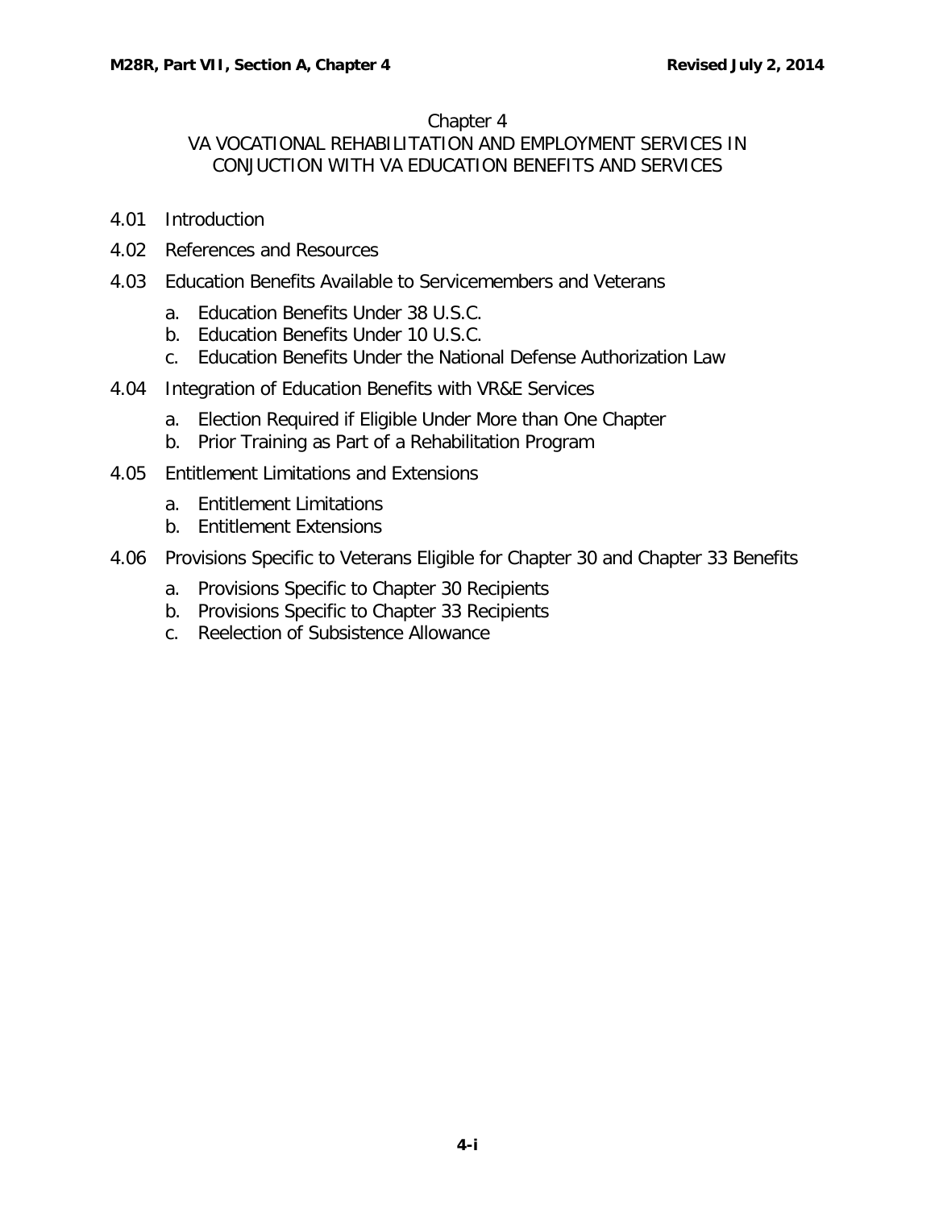# Chapter 4

## VA VOCATIONAL REHABILITATION AND EMPLOYMENT SERVICES IN CONJUCTION WITH VA EDUCATION BENEFITS AND SERVICES

4.01 Introduction

4.02 References and Resources

4.03 Education Benefits Available to Servicemembers and Veterans

- a. Education Benefits Under 38 U.S.C.
- b. Education Benefits Under 10 U.S.C.
- c. Education Benefits Under the National Defense Authorization Law

4.04 Integration of Education Benefits with VR&E Services

- a. Election Required if Eligible Under More than One Chapter
- b. Prior Training as Part of a Rehabilitation Program

4.05 Entitlement Limitations and Extensions

- a. Entitlement Limitations
- b. Entitlement Extensions

4.06 Provisions Specific to Veterans Eligible for Chapter 30 and Chapter 33 Benefits

- a. Provisions Specific to Chapter 30 Recipients
- b. Provisions Specific to Chapter 33 Recipients
- c. Reelection of Subsistence Allowance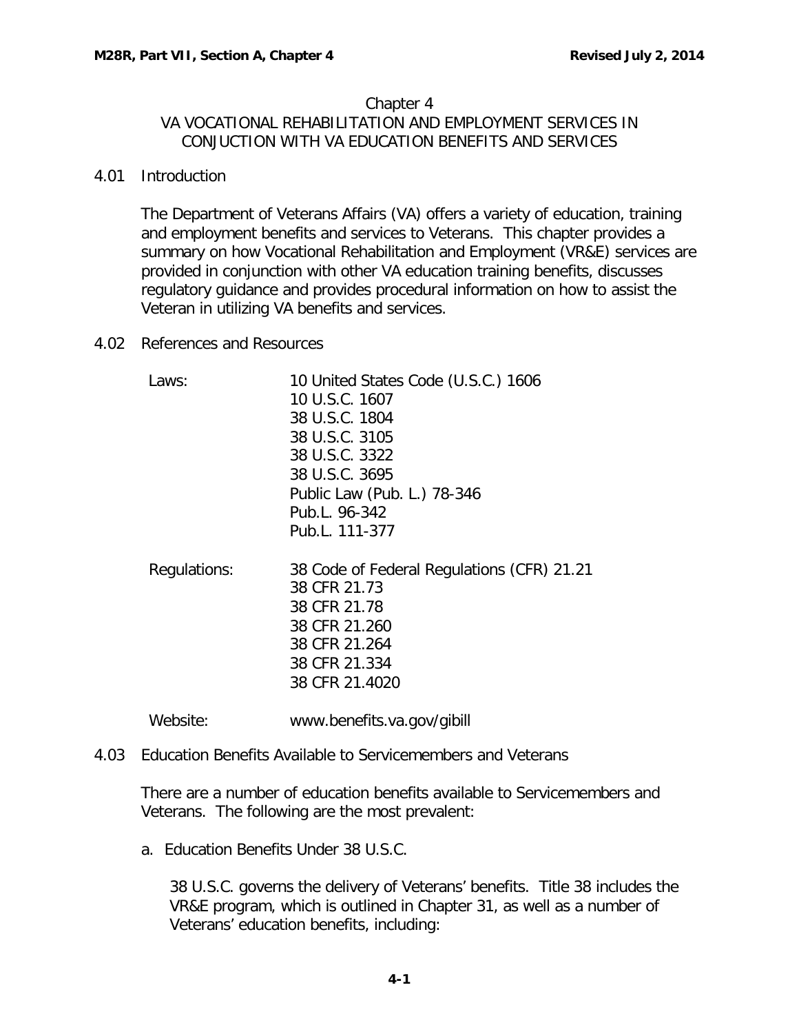# Chapter 4

## VA VOCATIONAL REHABILITATION AND EMPLOYMENT SERVICES IN CONJUCTION WITH VA EDUCATION BENEFITS AND SERVICES

### 4.01 Introduction

The Department of Veterans Affairs (VA) offers a variety of education, training and employment benefits and services to Veterans. This chapter provides a summary on how Vocational Rehabilitation and Employment (VR&E) services are provided in conjunction with other VA education training benefits, discusses regulatory guidance and provides procedural information on how to assist the Veteran in utilizing VA benefits and services.

### 4.02 References and Resources

Laws:
- 10 United States Code (U.S.C.) 1606
- 10 U.S.C. 1607
- 38 U.S.C. 1804
- 38 U.S.C. 3105
- 38 U.S.C. 3322
- 38 U.S.C. 3695
- Public Law (Pub. L.) 78-346
- Pub.L. 96-342
- Pub.L. 111-377

Regulations:
- 38 Code of Federal Regulations (CFR) 21.21
- 38 CFR 21.73
- 38 CFR 21.78
- 38 CFR 21.260
- 38 CFR 21.264
- 38 CFR 21.334
- 38 CFR 21.4020

Website: www.benefits.va.gov/gibill

### 4.03 Education Benefits Available to Servicemembers and Veterans

There are a number of education benefits available to Servicemembers and Veterans. The following are the most prevalent:

a. Education Benefits Under 38 U.S.C.

38 U.S.C. governs the delivery of Veterans' benefits. Title 38 includes the VR&E program, which is outlined in Chapter 31, as well as a number of Veterans' education benefits, including: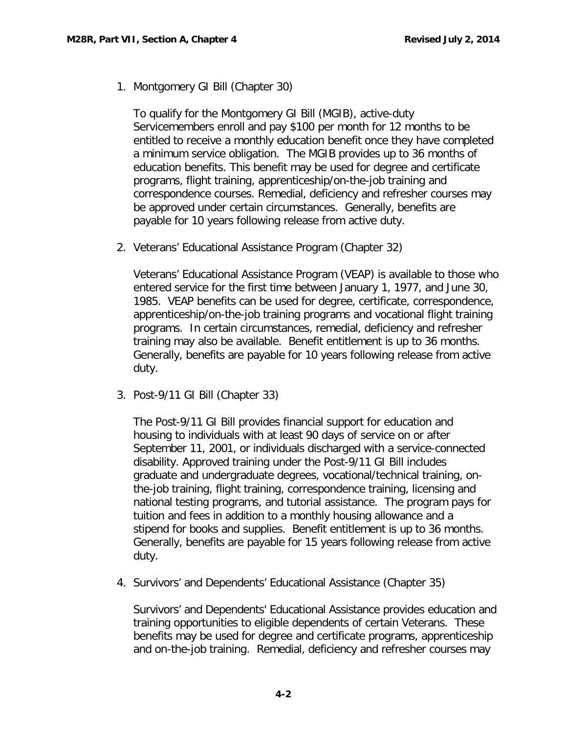1. Montgomery GI Bill (Chapter 30)

   To qualify for the Montgomery GI Bill (MGIB), active-duty Servicemembers enroll and pay $100 per month for 12 months to be entitled to receive a monthly education benefit once they have completed a minimum service obligation. The MGIB provides up to 36 months of education benefits. This benefit may be used for degree and certificate programs, flight training, apprenticeship/on-the-job training and correspondence courses. Remedial, deficiency and refresher courses may be approved under certain circumstances. Generally, benefits are payable for 10 years following release from active duty.

2. Veterans' Educational Assistance Program (Chapter 32)

   Veterans' Educational Assistance Program (VEAP) is available to those who entered service for the first time between January 1, 1977, and June 30, 1985. VEAP benefits can be used for degree, certificate, correspondence, apprenticeship/on-the-job training programs and vocational flight training programs. In certain circumstances, remedial, deficiency and refresher training may also be available. Benefit entitlement is up to 36 months. Generally, benefits are payable for 10 years following release from active duty.

3. Post-9/11 GI Bill (Chapter 33)

   The Post-9/11 GI Bill provides financial support for education and housing to individuals with at least 90 days of service on or after September 11, 2001, or individuals discharged with a service-connected disability. Approved training under the Post-9/11 GI Bill includes graduate and undergraduate degrees, vocational/technical training, on-the-job training, flight training, correspondence training, licensing and national testing programs, and tutorial assistance. The program pays for tuition and fees in addition to a monthly housing allowance and a stipend for books and supplies. Benefit entitlement is up to 36 months. Generally, benefits are payable for 15 years following release from active duty.

4. Survivors' and Dependents' Educational Assistance (Chapter 35)

   Survivors' and Dependents' Educational Assistance provides education and training opportunities to eligible dependents of certain Veterans. These benefits may be used for degree and certificate programs, apprenticeship and on-the-job training. Remedial, deficiency and refresher courses may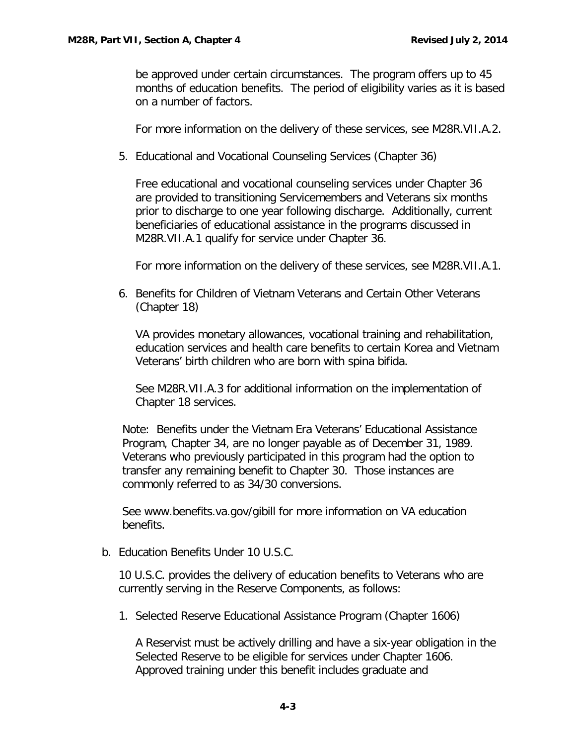be approved under certain circumstances. The program offers up to 45 months of education benefits. The period of eligibility varies as it is based on a number of factors.

For more information on the delivery of these services, see M28R.VII.A.2.

5. Educational and Vocational Counseling Services (Chapter 36)

   Free educational and vocational counseling services under Chapter 36 are provided to transitioning Servicemembers and Veterans six months prior to discharge to one year following discharge. Additionally, current beneficiaries of educational assistance in the programs discussed in M28R.VII.A.1 qualify for service under Chapter 36.

   For more information on the delivery of these services, see M28R.VII.A.1.

6. Benefits for Children of Vietnam Veterans and Certain Other Veterans (Chapter 18)

   VA provides monetary allowances, vocational training and rehabilitation, education services and health care benefits to certain Korea and Vietnam Veterans' birth children who are born with spina bifida.

   See M28R.VII.A.3 for additional information on the implementation of Chapter 18 services.

Note: Benefits under the Vietnam Era Veterans' Educational Assistance Program, Chapter 34, are no longer payable as of December 31, 1989. Veterans who previously participated in this program had the option to transfer any remaining benefit to Chapter 30. Those instances are commonly referred to as 34/30 conversions.

See www.benefits.va.gov/gibill for more information on VA education benefits.

b. Education Benefits Under 10 U.S.C.

   10 U.S.C. provides the delivery of education benefits to Veterans who are currently serving in the Reserve Components, as follows:

   1. Selected Reserve Educational Assistance Program (Chapter 1606)

      A Reservist must be actively drilling and have a six-year obligation in the Selected Reserve to be eligible for services under Chapter 1606. Approved training under this benefit includes graduate and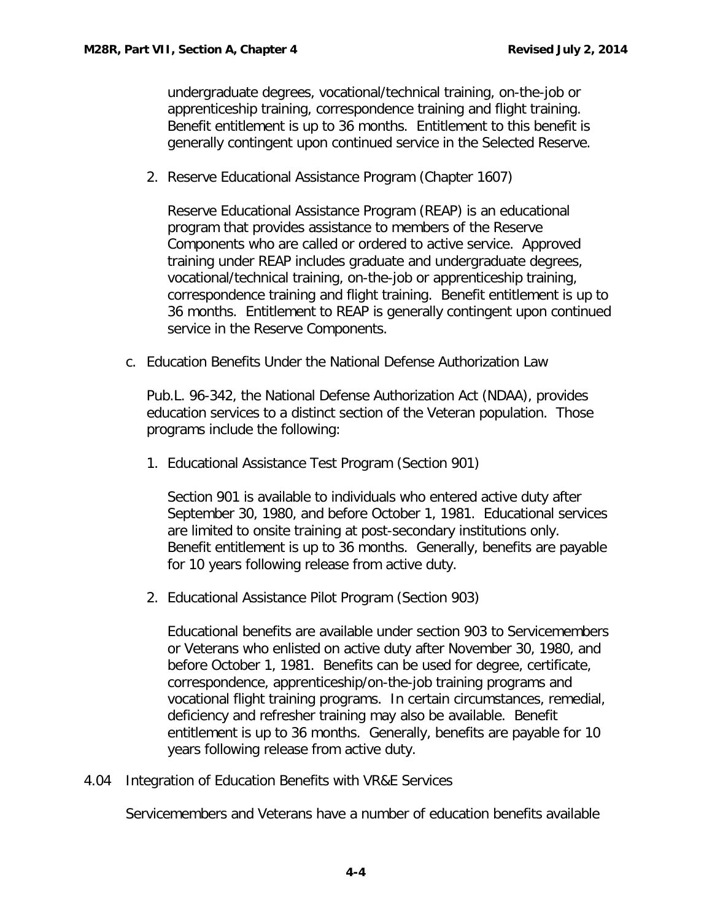undergraduate degrees, vocational/technical training, on-the-job or apprenticeship training, correspondence training and flight training. Benefit entitlement is up to 36 months. Entitlement to this benefit is generally contingent upon continued service in the Selected Reserve.

2. Reserve Educational Assistance Program (Chapter 1607)

   Reserve Educational Assistance Program (REAP) is an educational program that provides assistance to members of the Reserve Components who are called or ordered to active service. Approved training under REAP includes graduate and undergraduate degrees, vocational/technical training, on-the-job or apprenticeship training, correspondence training and flight training. Benefit entitlement is up to 36 months. Entitlement to REAP is generally contingent upon continued service in the Reserve Components.

c. Education Benefits Under the National Defense Authorization Law

   Pub.L. 96-342, the National Defense Authorization Act (NDAA), provides education services to a distinct section of the Veteran population. Those programs include the following:

   1. Educational Assistance Test Program (Section 901)

      Section 901 is available to individuals who entered active duty after September 30, 1980, and before October 1, 1981. Educational services are limited to onsite training at post-secondary institutions only. Benefit entitlement is up to 36 months. Generally, benefits are payable for 10 years following release from active duty.

   2. Educational Assistance Pilot Program (Section 903)

      Educational benefits are available under section 903 to Servicemembers or Veterans who enlisted on active duty after November 30, 1980, and before October 1, 1981. Benefits can be used for degree, certificate, correspondence, apprenticeship/on-the-job training programs and vocational flight training programs. In certain circumstances, remedial, deficiency and refresher training may also be available. Benefit entitlement is up to 36 months. Generally, benefits are payable for 10 years following release from active duty.

## 4.04 Integration of Education Benefits with VR&E Services

Servicemembers and Veterans have a number of education benefits available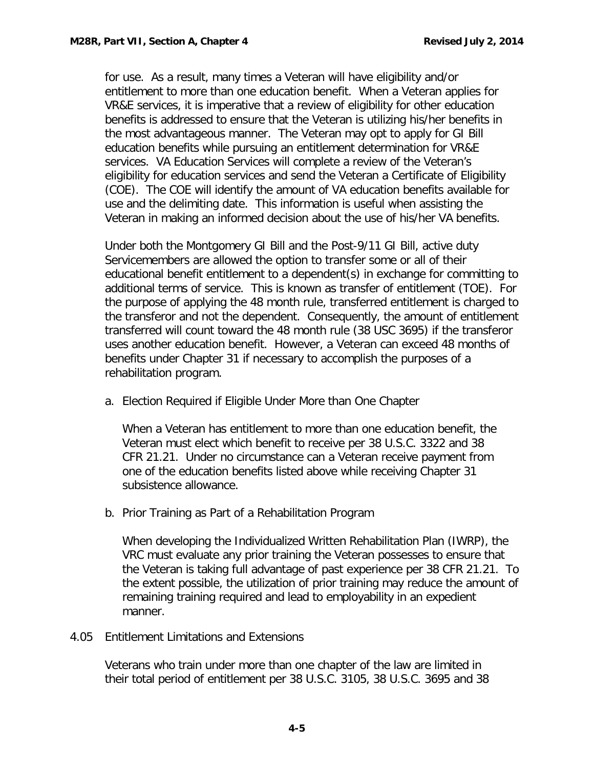for use. As a result, many times a Veteran will have eligibility and/or entitlement to more than one education benefit. When a Veteran applies for VR&E services, it is imperative that a review of eligibility for other education benefits is addressed to ensure that the Veteran is utilizing his/her benefits in the most advantageous manner. The Veteran may opt to apply for GI Bill education benefits while pursuing an entitlement determination for VR&E services. VA Education Services will complete a review of the Veteran's eligibility for education services and send the Veteran a Certificate of Eligibility (COE). The COE will identify the amount of VA education benefits available for use and the delimiting date. This information is useful when assisting the Veteran in making an informed decision about the use of his/her VA benefits.

Under both the Montgomery GI Bill and the Post-9/11 GI Bill, active duty Servicemembers are allowed the option to transfer some or all of their educational benefit entitlement to a dependent(s) in exchange for committing to additional terms of service. This is known as transfer of entitlement (TOE). For the purpose of applying the 48 month rule, transferred entitlement is charged to the transferor and not the dependent. Consequently, the amount of entitlement transferred will count toward the 48 month rule (38 USC 3695) if the transferor uses another education benefit. However, a Veteran can exceed 48 months of benefits under Chapter 31 if necessary to accomplish the purposes of a rehabilitation program.

a. Election Required if Eligible Under More than One Chapter

   When a Veteran has entitlement to more than one education benefit, the Veteran must elect which benefit to receive per 38 U.S.C. 3322 and 38 CFR 21.21. Under no circumstance can a Veteran receive payment from one of the education benefits listed above while receiving Chapter 31 subsistence allowance.

b. Prior Training as Part of a Rehabilitation Program

   When developing the Individualized Written Rehabilitation Plan (IWRP), the VRC must evaluate any prior training the Veteran possesses to ensure that the Veteran is taking full advantage of past experience per 38 CFR 21.21. To the extent possible, the utilization of prior training may reduce the amount of remaining training required and lead to employability in an expedient manner.

## 4.05 Entitlement Limitations and Extensions

Veterans who train under more than one chapter of the law are limited in their total period of entitlement per 38 U.S.C. 3105, 38 U.S.C. 3695 and 38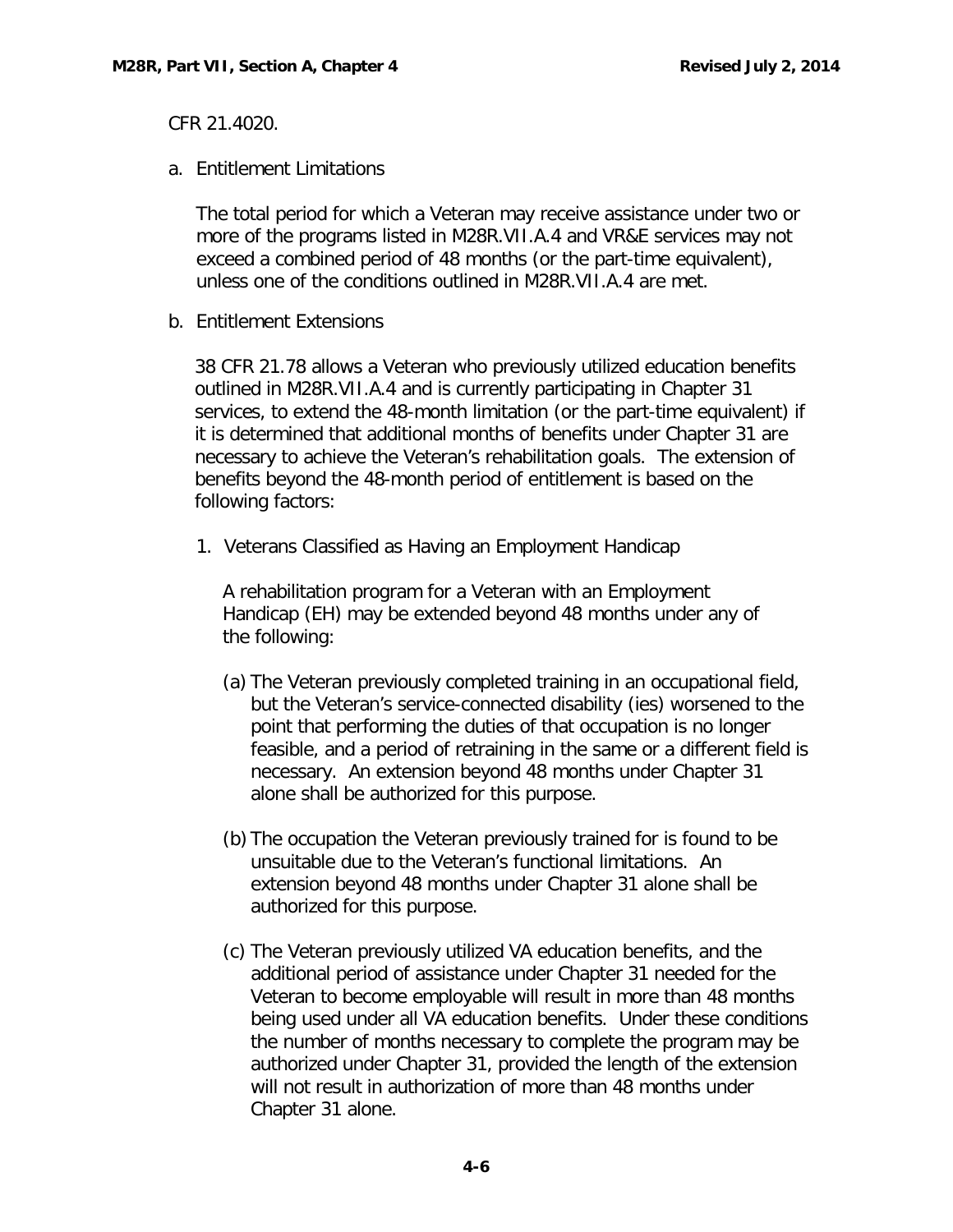CFR 21.4020.

a. Entitlement Limitations

The total period for which a Veteran may receive assistance under two or more of the programs listed in M28R.VII.A.4 and VR&E services may not exceed a combined period of 48 months (or the part-time equivalent), unless one of the conditions outlined in M28R.VII.A.4 are met.

b. Entitlement Extensions

38 CFR 21.78 allows a Veteran who previously utilized education benefits outlined in M28R.VII.A.4 and is currently participating in Chapter 31 services, to extend the 48-month limitation (or the part-time equivalent) if it is determined that additional months of benefits under Chapter 31 are necessary to achieve the Veteran's rehabilitation goals. The extension of benefits beyond the 48-month period of entitlement is based on the following factors:

1. Veterans Classified as Having an Employment Handicap

   A rehabilitation program for a Veteran with an Employment Handicap (EH) may be extended beyond 48 months under any of the following:

   (a) The Veteran previously completed training in an occupational field, but the Veteran's service-connected disability (ies) worsened to the point that performing the duties of that occupation is no longer feasible, and a period of retraining in the same or a different field is necessary. An extension beyond 48 months under Chapter 31 alone shall be authorized for this purpose.

   (b) The occupation the Veteran previously trained for is found to be unsuitable due to the Veteran's functional limitations. An extension beyond 48 months under Chapter 31 alone shall be authorized for this purpose.

   (c) The Veteran previously utilized VA education benefits, and the additional period of assistance under Chapter 31 needed for the Veteran to become employable will result in more than 48 months being used under all VA education benefits. Under these conditions the number of months necessary to complete the program may be authorized under Chapter 31, provided the length of the extension will not result in authorization of more than 48 months under Chapter 31 alone.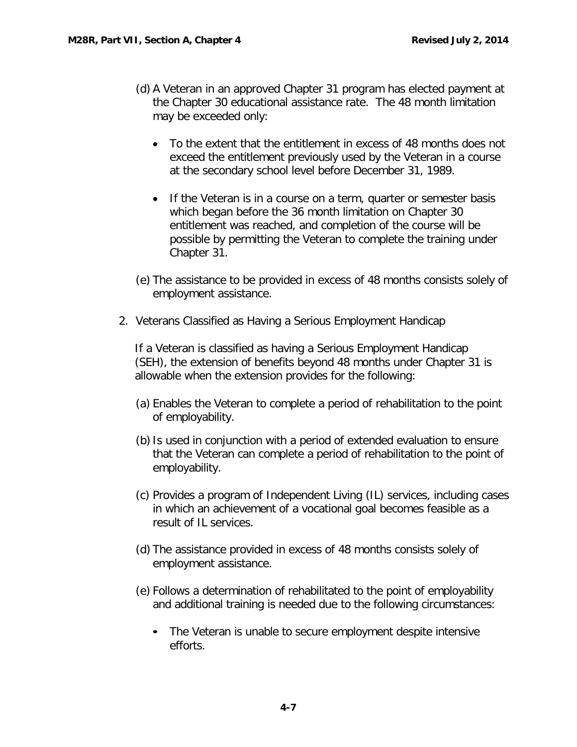(d) A Veteran in an approved Chapter 31 program has elected payment at the Chapter 30 educational assistance rate. The 48 month limitation may be exceeded only:

- To the extent that the entitlement in excess of 48 months does not exceed the entitlement previously used by the Veteran in a course at the secondary school level before December 31, 1989.
- If the Veteran is in a course on a term, quarter or semester basis which began before the 36 month limitation on Chapter 30 entitlement was reached, and completion of the course will be possible by permitting the Veteran to complete the training under Chapter 31.

(e) The assistance to be provided in excess of 48 months consists solely of employment assistance.

2. Veterans Classified as Having a Serious Employment Handicap

   If a Veteran is classified as having a Serious Employment Handicap (SEH), the extension of benefits beyond 48 months under Chapter 31 is allowable when the extension provides for the following:

   (a) Enables the Veteran to complete a period of rehabilitation to the point of employability.

   (b) Is used in conjunction with a period of extended evaluation to ensure that the Veteran can complete a period of rehabilitation to the point of employability.

   (c) Provides a program of Independent Living (IL) services, including cases in which an achievement of a vocational goal becomes feasible as a result of IL services.

   (d) The assistance provided in excess of 48 months consists solely of employment assistance.

   (e) Follows a determination of rehabilitated to the point of employability and additional training is needed due to the following circumstances:

   - The Veteran is unable to secure employment despite intensive efforts.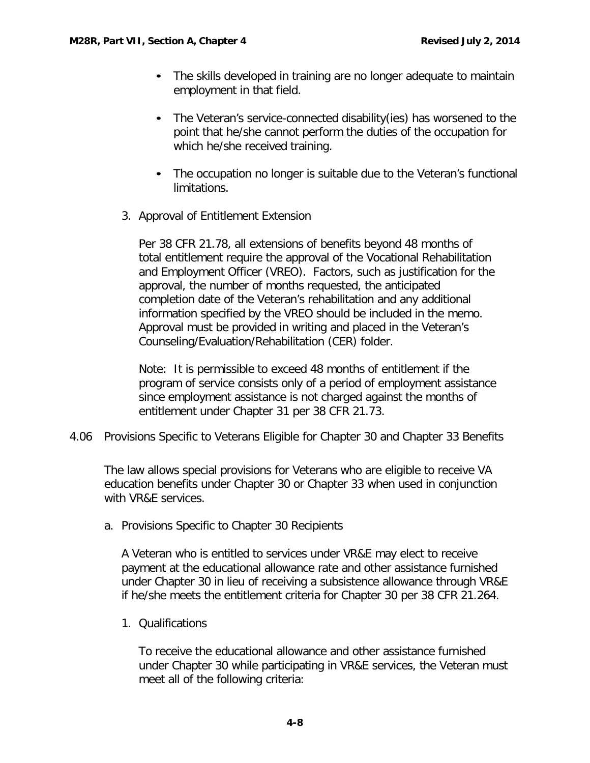- The skills developed in training are no longer adequate to maintain employment in that field.

- The Veteran's service-connected disability(ies) has worsened to the point that he/she cannot perform the duties of the occupation for which he/she received training.

- The occupation no longer is suitable due to the Veteran's functional limitations.

3. Approval of Entitlement Extension

   Per 38 CFR 21.78, all extensions of benefits beyond 48 months of total entitlement require the approval of the Vocational Rehabilitation and Employment Officer (VREO). Factors, such as justification for the approval, the number of months requested, the anticipated completion date of the Veteran's rehabilitation and any additional information specified by the VREO should be included in the memo. Approval must be provided in writing and placed in the Veteran's Counseling/Evaluation/Rehabilitation (CER) folder.

   Note: It is permissible to exceed 48 months of entitlement if the program of service consists only of a period of employment assistance since employment assistance is not charged against the months of entitlement under Chapter 31 per 38 CFR 21.73.

## 4.06 Provisions Specific to Veterans Eligible for Chapter 30 and Chapter 33 Benefits

The law allows special provisions for Veterans who are eligible to receive VA education benefits under Chapter 30 or Chapter 33 when used in conjunction with VR&E services.

a. Provisions Specific to Chapter 30 Recipients

   A Veteran who is entitled to services under VR&E may elect to receive payment at the educational allowance rate and other assistance furnished under Chapter 30 in lieu of receiving a subsistence allowance through VR&E if he/she meets the entitlement criteria for Chapter 30 per 38 CFR 21.264.

   1. Qualifications

      To receive the educational allowance and other assistance furnished under Chapter 30 while participating in VR&E services, the Veteran must meet all of the following criteria: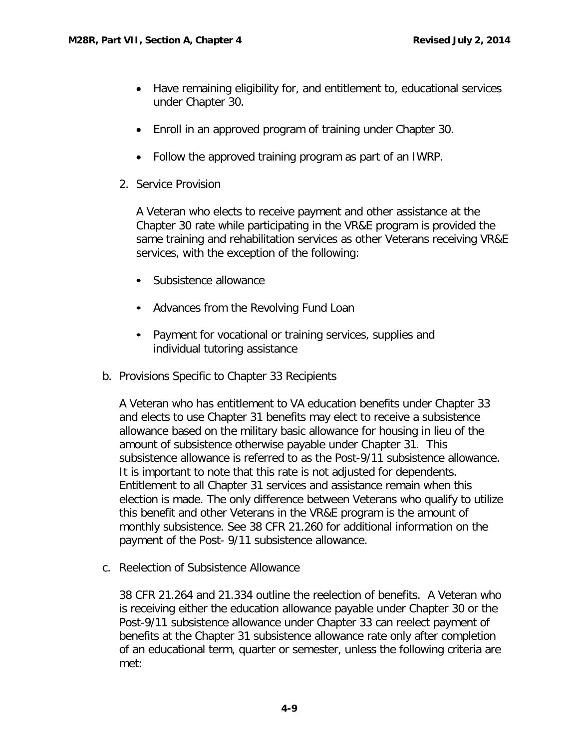- Have remaining eligibility for, and entitlement to, educational services under Chapter 30.
- Enroll in an approved program of training under Chapter 30.
- Follow the approved training program as part of an IWRP.

2. Service Provision

   A Veteran who elects to receive payment and other assistance at the Chapter 30 rate while participating in the VR&E program is provided the same training and rehabilitation services as other Veterans receiving VR&E services, with the exception of the following:

   - Subsistence allowance
   - Advances from the Revolving Fund Loan
   - Payment for vocational or training services, supplies and individual tutoring assistance

b. Provisions Specific to Chapter 33 Recipients

   A Veteran who has entitlement to VA education benefits under Chapter 33 and elects to use Chapter 31 benefits may elect to receive a subsistence allowance based on the military basic allowance for housing in lieu of the amount of subsistence otherwise payable under Chapter 31. This subsistence allowance is referred to as the Post-9/11 subsistence allowance. It is important to note that this rate is not adjusted for dependents. Entitlement to all Chapter 31 services and assistance remain when this election is made. The only difference between Veterans who qualify to utilize this benefit and other Veterans in the VR&E program is the amount of monthly subsistence. See 38 CFR 21.260 for additional information on the payment of the Post- 9/11 subsistence allowance.

c. Reelection of Subsistence Allowance

   38 CFR 21.264 and 21.334 outline the reelection of benefits. A Veteran who is receiving either the education allowance payable under Chapter 30 or the Post-9/11 subsistence allowance under Chapter 33 can reelect payment of benefits at the Chapter 31 subsistence allowance rate only after completion of an educational term, quarter or semester, unless the following criteria are met: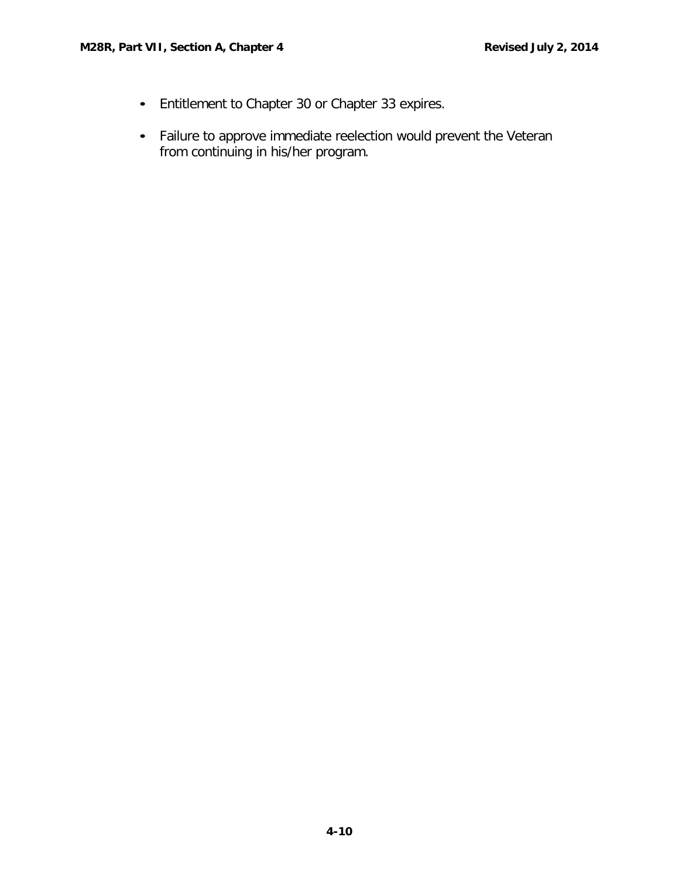- Entitlement to Chapter 30 or Chapter 33 expires.
- Failure to approve immediate reelection would prevent the Veteran from continuing in his/her program.